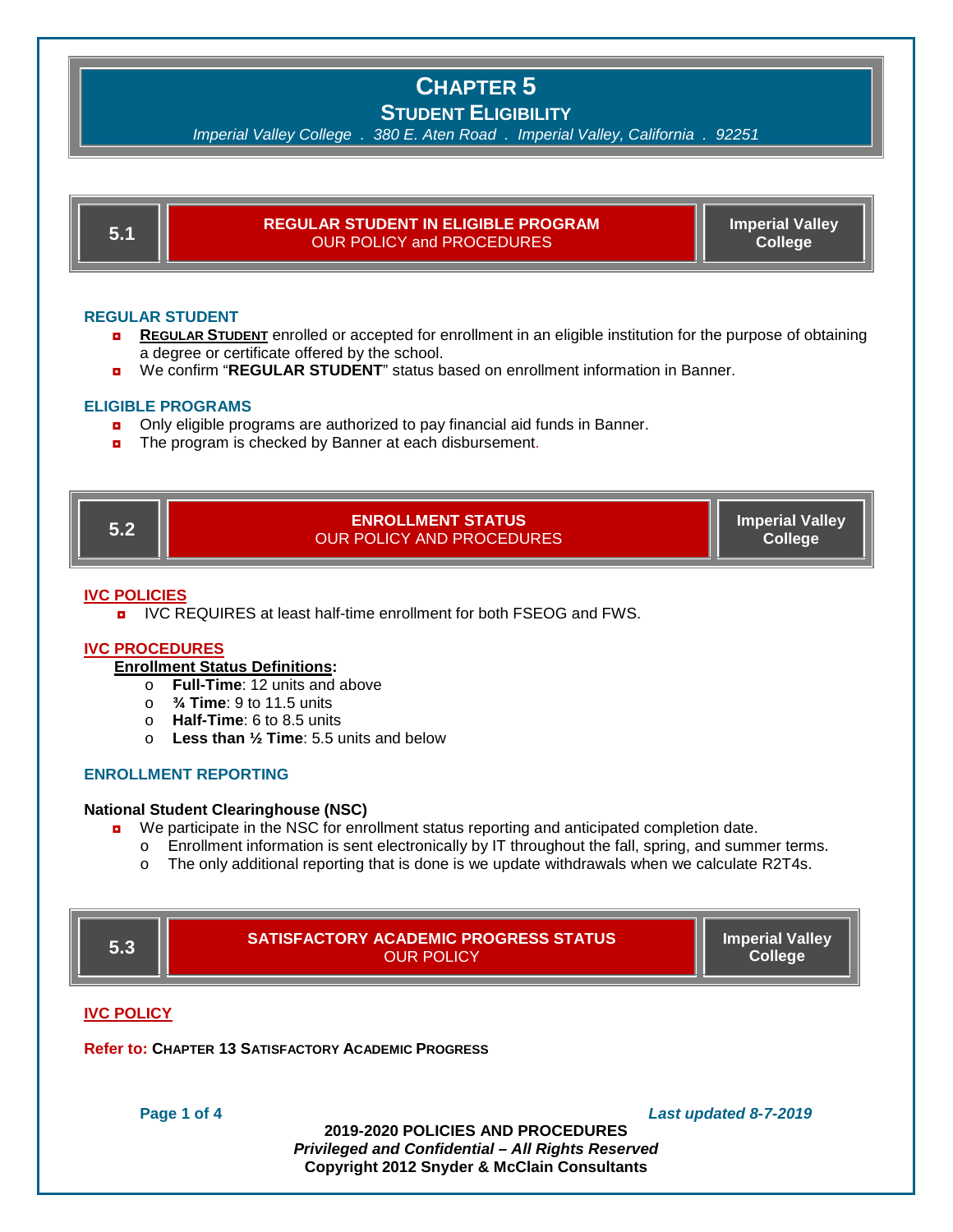# CHAPTER 5

## STUDENT ELIGIBILITY

*Imperial Valley College . 380 E. Aten Road . Imperial Valley, California . 92251*

## 5.1 REGULAR STUDENT IN ELIGIBLE PROGRAM

OUR POLICY and PROCEDURES

Imperial Valley College

### REGULAR STUDENT

- **REGULAR STUDENT** enrolled or accepted for enrollment in an eligible institution for the purpose of obtaining a degree or certificate offered by the school.
- We confirm "**REGULAR STUDENT**" status based on enrollment information in Banner.

### ELIGIBLE PROGRAMS

- Only eligible programs are authorized to pay financial aid funds in Banner.
- The program is checked by Banner at each disbursement.

## 5.2 ENROLLMENT STATUS

OUR POLICY AND PROCEDURES

Imperial Valley College

### IVC POLICIES

- IVC REQUIRES at least half-time enrollment for both FSEOG and FWS.

### IVC PROCEDURES

**Enrollment Status Definitions:**

- **Full-Time**: 12 units and above
- **¾ Time**: 9 to 11.5 units
- **Half-Time**: 6 to 8.5 units
- **Less than ½ Time**: 5.5 units and below

### ENROLLMENT REPORTING

**National Student Clearinghouse (NSC)**

- We participate in the NSC for enrollment status reporting and anticipated completion date.
  - Enrollment information is sent electronically by IT throughout the fall, spring, and summer terms.
  - The only additional reporting that is done is we update withdrawals when we calculate R2T4s.

## 5.3 SATISFACTORY ACADEMIC PROGRESS STATUS

OUR POLICY

Imperial Valley College

### IVC POLICY

**Refer to: CHAPTER 13 SATISFACTORY ACADEMIC PROGRESS**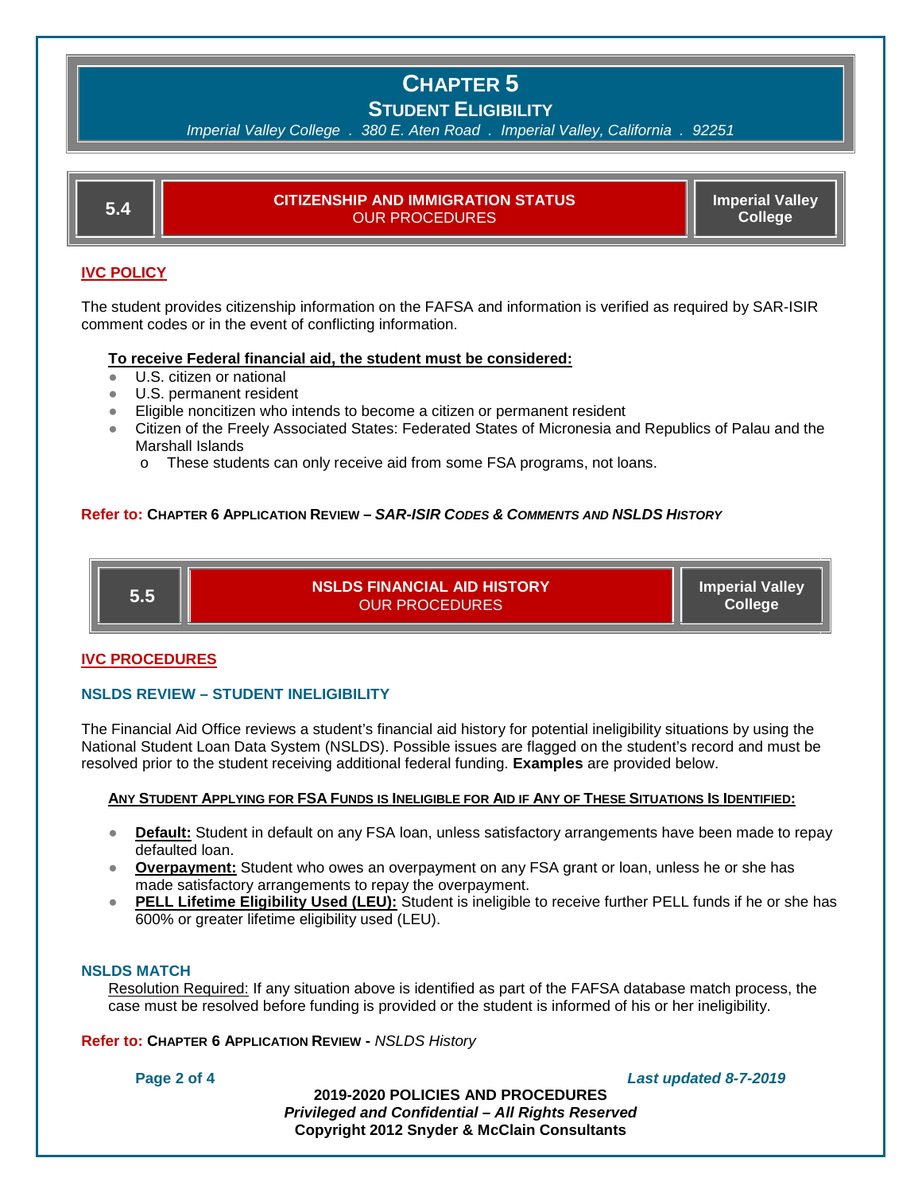# CHAPTER 5

## STUDENT ELIGIBILITY

*Imperial Valley College . 380 E. Aten Road . Imperial Valley, California . 92251*

## 5.4 CITIZENSHIP AND IMMIGRATION STATUS — OUR PROCEDURES — Imperial Valley College

### IVC POLICY

The student provides citizenship information on the FAFSA and information is verified as required by SAR-ISIR comment codes or in the event of conflicting information.

**To receive Federal financial aid, the student must be considered:**

- U.S. citizen or national
- U.S. permanent resident
- Eligible noncitizen who intends to become a citizen or permanent resident
- Citizen of the Freely Associated States: Federated States of Micronesia and Republics of Palau and the Marshall Islands
  - These students can only receive aid from some FSA programs, not loans.

**Refer to:** CHAPTER 6 APPLICATION REVIEW – ***SAR-ISIR CODES & COMMENTS AND NSLDS HISTORY***

## 5.5 NSLDS FINANCIAL AID HISTORY — OUR PROCEDURES — Imperial Valley College

### IVC PROCEDURES

#### NSLDS REVIEW – STUDENT INELIGIBILITY

The Financial Aid Office reviews a student's financial aid history for potential ineligibility situations by using the National Student Loan Data System (NSLDS). Possible issues are flagged on the student's record and must be resolved prior to the student receiving additional federal funding. **Examples** are provided below.

**ANY STUDENT APPLYING FOR FSA FUNDS IS INELIGIBLE FOR AID IF ANY OF THESE SITUATIONS IS IDENTIFIED:**

- **Default:** Student in default on any FSA loan, unless satisfactory arrangements have been made to repay defaulted loan.
- **Overpayment:** Student who owes an overpayment on any FSA grant or loan, unless he or she has made satisfactory arrangements to repay the overpayment.
- **PELL Lifetime Eligibility Used (LEU):** Student is ineligible to receive further PELL funds if he or she has 600% or greater lifetime eligibility used (LEU).

#### NSLDS MATCH

Resolution Required: If any situation above is identified as part of the FAFSA database match process, the case must be resolved before funding is provided or the student is informed of his or her ineligibility.

**Refer to:** CHAPTER 6 APPLICATION REVIEW - *NSLDS History*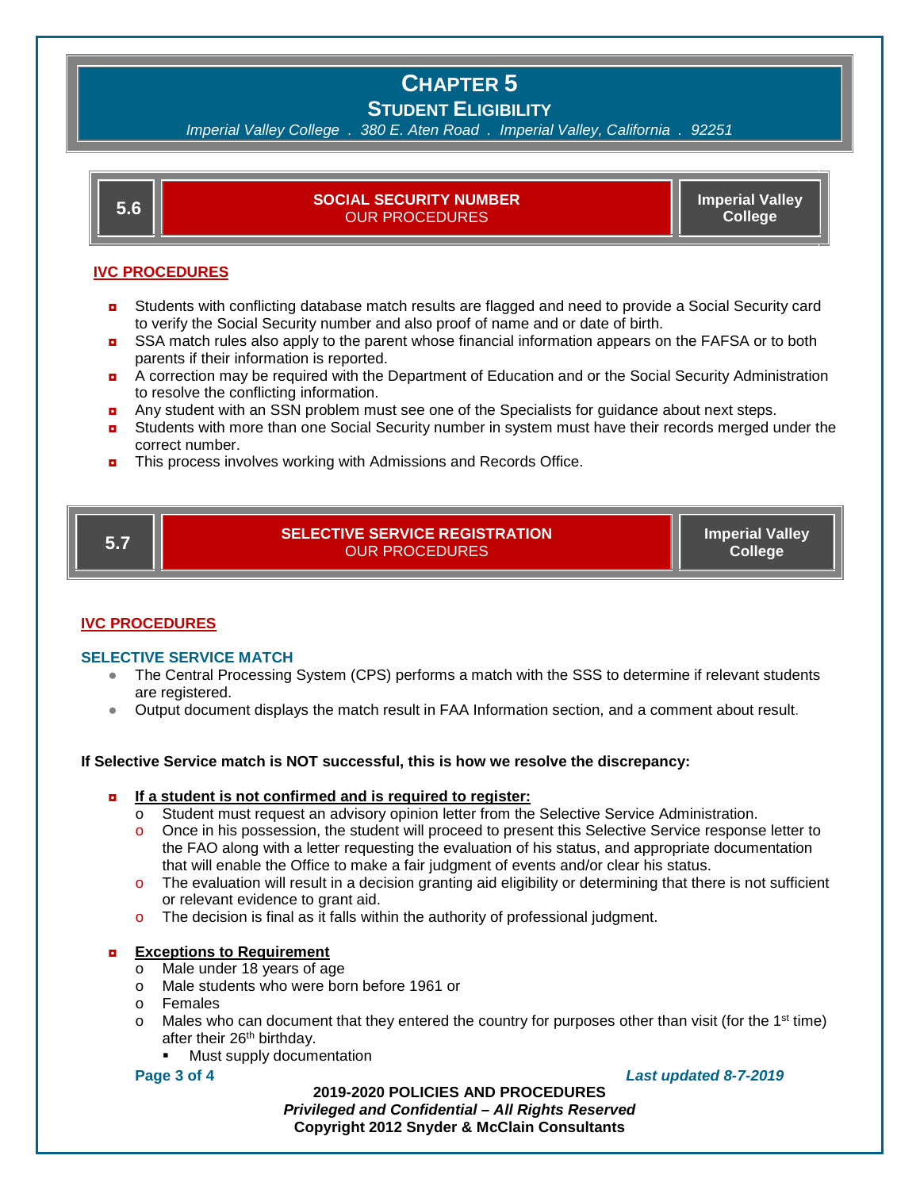# CHAPTER 5
## STUDENT ELIGIBILITY
*Imperial Valley College . 380 E. Aten Road . Imperial Valley, California . 92251*

## 5.6 SOCIAL SECURITY NUMBER — OUR PROCEDURES — Imperial Valley College

### IVC PROCEDURES

- Students with conflicting database match results are flagged and need to provide a Social Security card to verify the Social Security number and also proof of name and or date of birth.
- SSA match rules also apply to the parent whose financial information appears on the FAFSA or to both parents if their information is reported.
- A correction may be required with the Department of Education and or the Social Security Administration to resolve the conflicting information.
- Any student with an SSN problem must see one of the Specialists for guidance about next steps.
- Students with more than one Social Security number in system must have their records merged under the correct number.
- This process involves working with Admissions and Records Office.

## 5.7 SELECTIVE SERVICE REGISTRATION — OUR PROCEDURES — Imperial Valley College

### IVC PROCEDURES

#### SELECTIVE SERVICE MATCH

- The Central Processing System (CPS) performs a match with the SSS to determine if relevant students are registered.
- Output document displays the match result in FAA Information section, and a comment about result.

**If Selective Service match is NOT successful, this is how we resolve the discrepancy:**

- **If a student is not confirmed and is required to register:**
  - Student must request an advisory opinion letter from the Selective Service Administration.
  - Once in his possession, the student will proceed to present this Selective Service response letter to the FAO along with a letter requesting the evaluation of his status, and appropriate documentation that will enable the Office to make a fair judgment of events and/or clear his status.
  - The evaluation will result in a decision granting aid eligibility or determining that there is not sufficient or relevant evidence to grant aid.
  - The decision is final as it falls within the authority of professional judgment.
- **Exceptions to Requirement**
  - Male under 18 years of age
  - Male students who were born before 1961 or
  - Females
  - Males who can document that they entered the country for purposes other than visit (for the 1st time) after their 26th birthday.
    - Must supply documentation

*Last updated 8-7-2019*

**2019-2020 POLICIES AND PROCEDURES**
***Privileged and Confidential – All Rights Reserved***
**Copyright 2012 Snyder & McClain Consultants**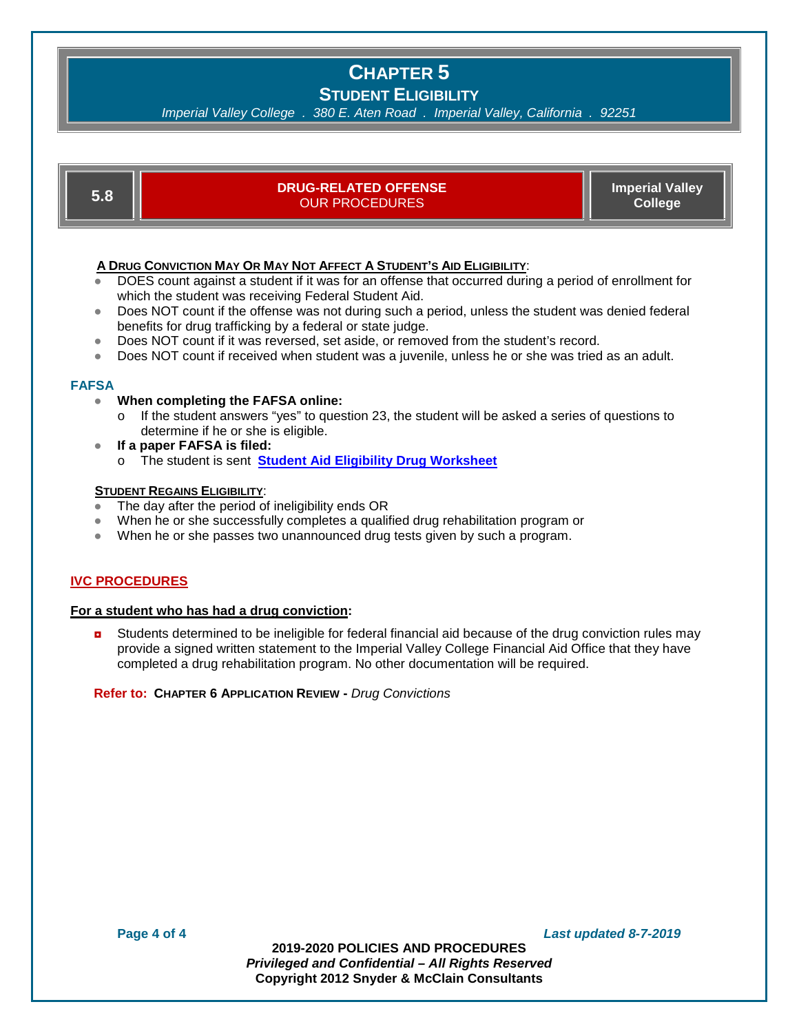# Chapter 5
## Student Eligibility

*Imperial Valley College . 380 E. Aten Road . Imperial Valley, California . 92251*

| 5.8 | **DRUG-RELATED OFFENSE** OUR PROCEDURES | **Imperial Valley College** |
|---|---|---|

**A Drug Conviction May Or May Not Affect A Student's Aid Eligibility**:

- DOES count against a student if it was for an offense that occurred during a period of enrollment for which the student was receiving Federal Student Aid.
- Does NOT count if the offense was not during such a period, unless the student was denied federal benefits for drug trafficking by a federal or state judge.
- Does NOT count if it was reversed, set aside, or removed from the student's record.
- Does NOT count if received when student was a juvenile, unless he or she was tried as an adult.

### FAFSA

- **When completing the FAFSA online:**
  - If the student answers "yes" to question 23, the student will be asked a series of questions to determine if he or she is eligible.
- **If a paper FAFSA is filed:**
  - The student is sent **Student Aid Eligibility Drug Worksheet**

**Student Regains Eligibility**:

- The day after the period of ineligibility ends OR
- When he or she successfully completes a qualified drug rehabilitation program or
- When he or she passes two unannounced drug tests given by such a program.

### IVC PROCEDURES

**For a student who has had a drug conviction:**

- Students determined to be ineligible for federal financial aid because of the drug conviction rules may provide a signed written statement to the Imperial Valley College Financial Aid Office that they have completed a drug rehabilitation program. No other documentation will be required.

**Refer to:** **Chapter 6 Application Review -** *Drug Convictions*